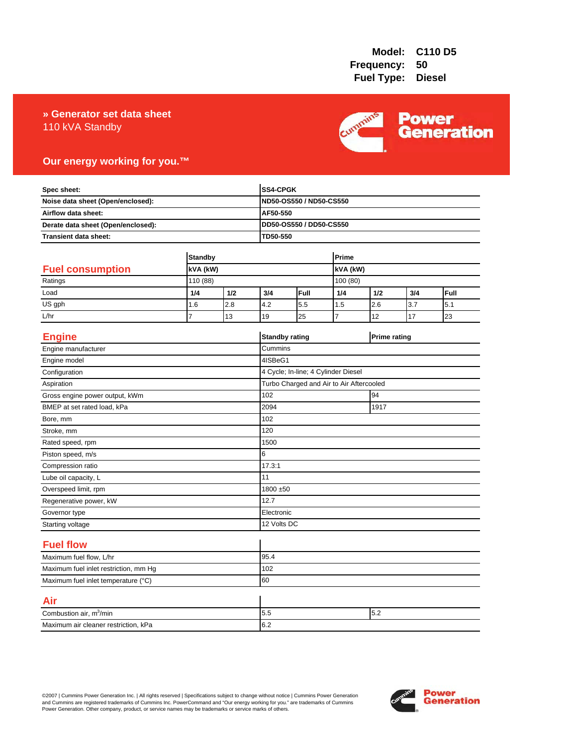**Model:** C110 D5
**Frequency:** 50
**Fuel Type:** Diesel

# » Generator set data sheet

110 kVA Standby

**Our energy working for you.™**

| | |
|---|---|
| **Spec sheet:** | **SS4-CPGK** |
| **Noise data sheet (Open/enclosed):** | **ND50-OS550 / ND50-CS550** |
| **Airflow data sheet:** | **AF50-550** |
| **Derate data sheet (Open/enclosed):** | **DD50-OS550 / DD50-CS550** |
| **Transient data sheet:** | **TD50-550** |

## Fuel consumption

| | Standby | | | | Prime | | | |
|---|---|---|---|---|---|---|---|---|
| | kVA (kW) | | | | kVA (kW) | | | |
| Ratings | 110 (88) | | | | 100 (80) | | | |
| Load | **1/4** | **1/2** | **3/4** | **Full** | **1/4** | **1/2** | **3/4** | **Full** |
| US gph | 1.6 | 2.8 | 4.2 | 5.5 | 1.5 | 2.6 | 3.7 | 5.1 |
| L/hr | 7 | 13 | 19 | 25 | 7 | 12 | 17 | 23 |

## Engine

| | Standby rating | Prime rating |
|---|---|---|
| Engine manufacturer | Cummins | |
| Engine model | 4ISBeG1 | |
| Configuration | 4 Cycle; In-line; 4 Cylinder Diesel | |
| Aspiration | Turbo Charged and Air to Air Aftercooled | |
| Gross engine power output, kWm | 102 | 94 |
| BMEP at set rated load, kPa | 2094 | 1917 |
| Bore, mm | 102 | |
| Stroke, mm | 120 | |
| Rated speed, rpm | 1500 | |
| Piston speed, m/s | 6 | |
| Compression ratio | 17.3:1 | |
| Lube oil capacity, L | 11 | |
| Overspeed limit, rpm | 1800 ±50 | |
| Regenerative power, kW | 12.7 | |
| Governor type | Electronic | |
| Starting voltage | 12 Volts DC | |

## Fuel flow

| | |
|---|---|
| Maximum fuel flow, L/hr | 95.4 |
| Maximum fuel inlet restriction, mm Hg | 102 |
| Maximum fuel inlet temperature (°C) | 60 |

## Air

| | | |
|---|---|---|
| Combustion air, $m^3$/min | 5.5 | 5.2 |
| Maximum air cleaner restriction, kPa | 6.2 | |

©2007 | Cummins Power Generation Inc. | All rights reserved | Specifications subject to change without notice | Cummins Power Generation and Cummins are registered trademarks of Cummins Inc. PowerCommand and "Our energy working for you." are trademarks of Cummins Power Generation. Other company, product, or service names may be trademarks or service marks of others.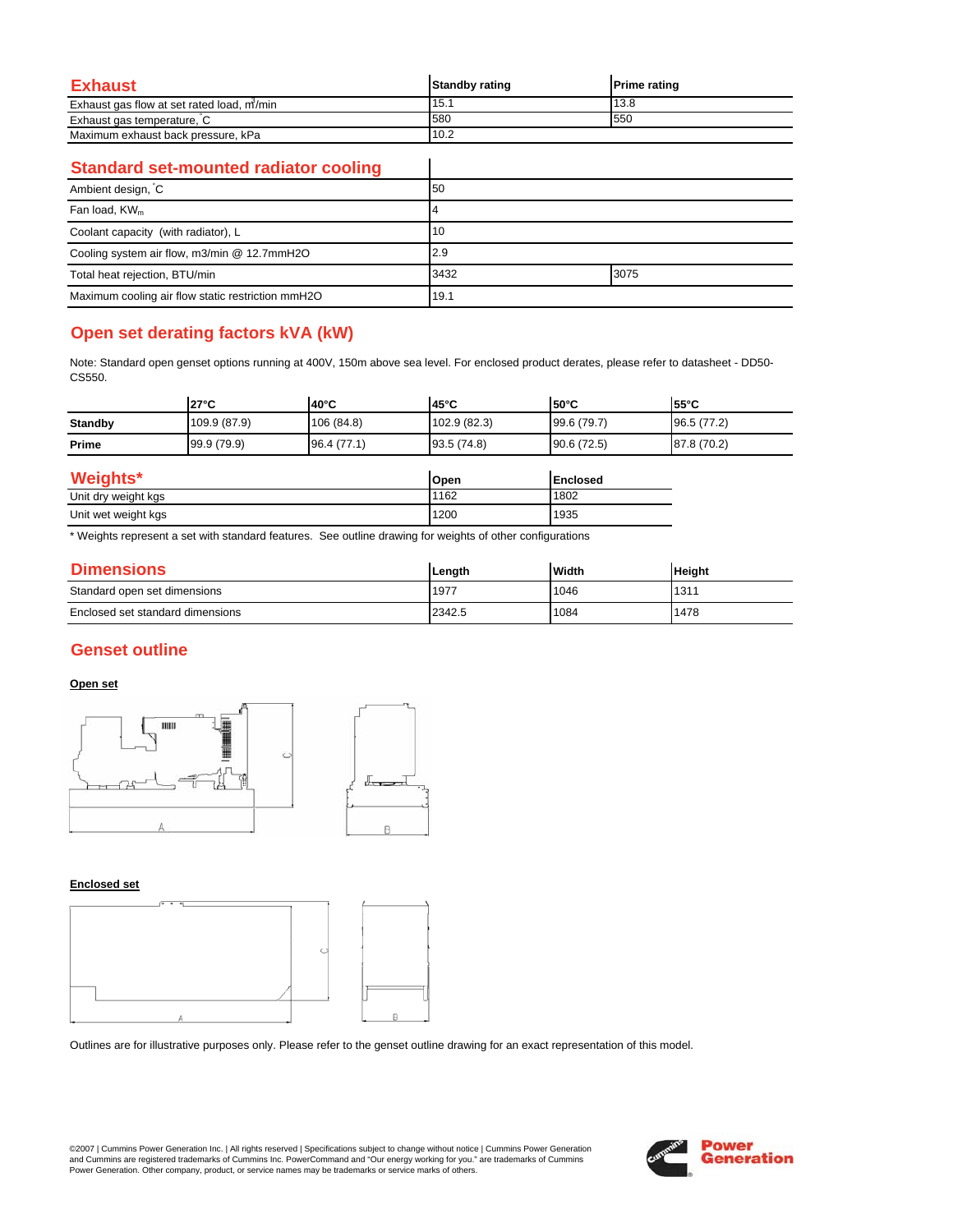## Exhaust

| | Standby rating | Prime rating |
|---|---|---|
| Exhaust gas flow at set rated load, $m^3$/min | 15.1 | 13.8 |
| Exhaust gas temperature, °C | 580 | 550 |
| Maximum exhaust back pressure, kPa | 10.2 | |

## Standard set-mounted radiator cooling

| | | |
|---|---|---|
| Ambient design, °C | 50 | |
| Fan load, $KW_m$ | 4 | |
| Coolant capacity (with radiator), L | 10 | |
| Cooling system air flow, m3/min @ 12.7mmH2O | 2.9 | |
| Total heat rejection, BTU/min | 3432 | 3075 |
| Maximum cooling air flow static restriction mmH2O | 19.1 | |

## Open set derating factors kVA (kW)

Note: Standard open genset options running at 400V, 150m above sea level. For enclosed product derates, please refer to datasheet - DD50-CS550.

| | 27°C | 40°C | 45°C | 50°C | 55°C |
|---|---|---|---|---|---|
| **Standby** | 109.9 (87.9) | 106 (84.8) | 102.9 (82.3) | 99.6 (79.7) | 96.5 (77.2) |
| **Prime** | 99.9 (79.9) | 96.4 (77.1) | 93.5 (74.8) | 90.6 (72.5) | 87.8 (70.2) |

## Weights*

| | Open | Enclosed |
|---|---|---|
| Unit dry weight kgs | 1162 | 1802 |
| Unit wet weight kgs | 1200 | 1935 |

* Weights represent a set with standard features. See outline drawing for weights of other configurations

## Dimensions

| | Length | Width | Height |
|---|---|---|---|
| Standard open set dimensions | 1977 | 1046 | 1311 |
| Enclosed set standard dimensions | 2342.5 | 1084 | 1478 |

## Genset outline

**Open set**

A

B

C

**Enclosed set**

A

B

C

Outlines are for illustrative purposes only. Please refer to the genset outline drawing for an exact representation of this model.

©2007 | Cummins Power Generation Inc. | All rights reserved | Specifications subject to change without notice | Cummins Power Generation and Cummins are registered trademarks of Cummins Inc. PowerCommand and "Our energy working for you." are trademarks of Cummins Power Generation. Other company, product, or service names may be trademarks or service marks of others.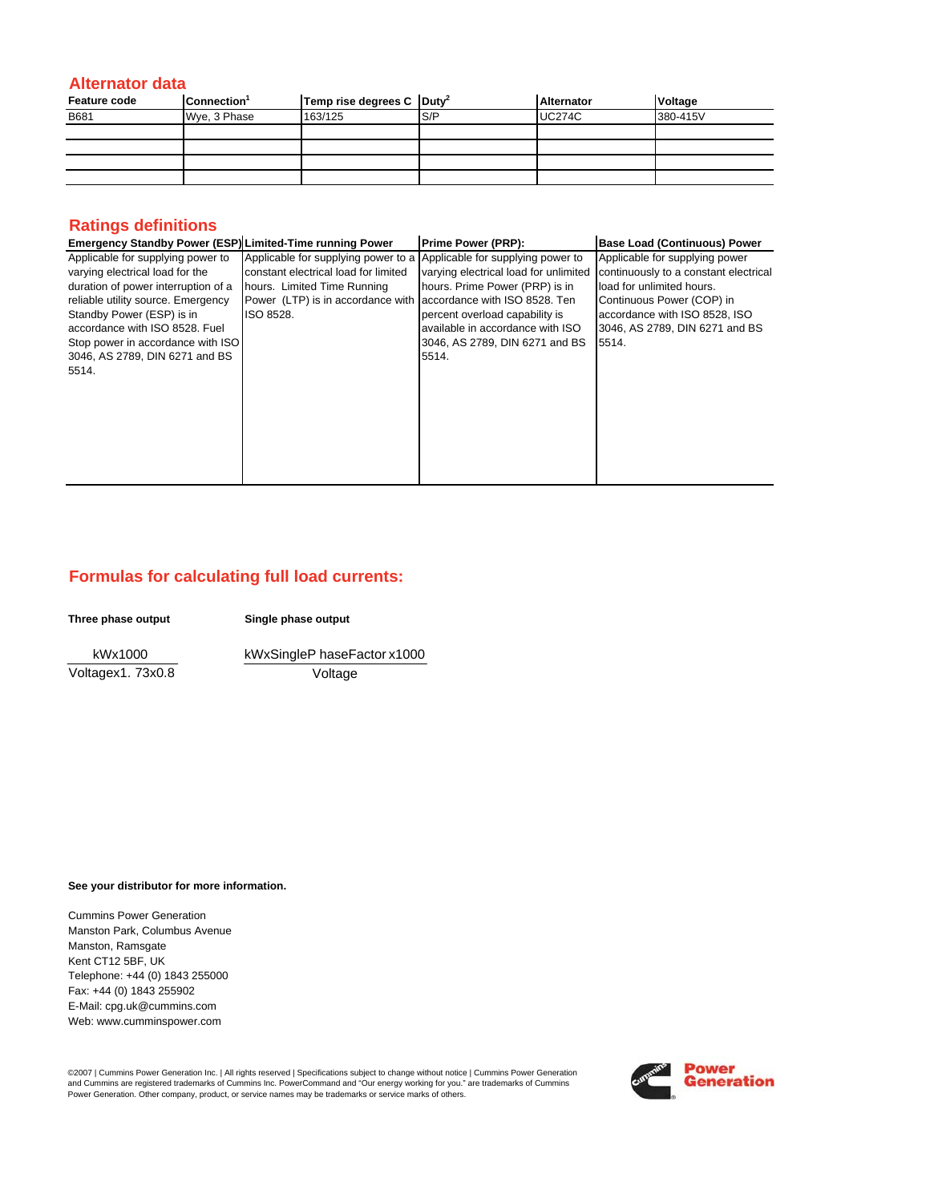## Alternator data

| Feature code | Connection[1] | Temp rise degrees C | Duty[2] | Alternator | Voltage |
|---|---|---|---|---|---|
| B681 | Wye, 3 Phase | 163/125 | S/P | UC274C | 380-415V |
| | | | | | |
| | | | | | |
| | | | | | |
| | | | | | |

## Ratings definitions

| Emergency Standby Power (ESP) | Limited-Time running Power | Prime Power (PRP): | Base Load (Continuous) Power |
|---|---|---|---|
| Applicable for supplying power to varying electrical load for the duration of power interruption of a reliable utility source. Emergency Standby Power (ESP) is in accordance with ISO 8528. Fuel Stop power in accordance with ISO 3046, AS 2789, DIN 6271 and BS 5514. | Applicable for supplying power to a constant electrical load for limited hours. Limited Time Running Power (LTP) is in accordance with ISO 8528. | Applicable for supplying power to varying electrical load for unlimited hours. Prime Power (PRP) is in accordance with ISO 8528. Ten percent overload capability is available in accordance with ISO 3046, AS 2789, DIN 6271 and BS 5514. | Applicable for supplying power continuously to a constant electrical load for unlimited hours. Continuous Power (COP) in accordance with ISO 8528, ISO 3046, AS 2789, DIN 6271 and BS 5514. |

## Formulas for calculating full load currents:

**Three phase output**

$$\frac{kW \times 1000}{Voltage \times 1.73 \times 0.8}$$

**Single phase output**

$$\frac{kW \times SinglePhaseFactor \times 1000}{Voltage}$$

**See your distributor for more information.**

Cummins Power Generation
Manston Park, Columbus Avenue
Manston, Ramsgate
Kent CT12 5BF, UK
Telephone: +44 (0) 1843 255000
Fax: +44 (0) 1843 255902
E-Mail: cpg.uk@cummins.com
Web: www.cumminspower.com

©2007 | Cummins Power Generation Inc. | All rights reserved | Specifications subject to change without notice | Cummins Power Generation and Cummins are registered trademarks of Cummins Inc. PowerCommand and "Our energy working for you." are trademarks of Cummins Power Generation. Other company, product, or service names may be trademarks or service marks of others.

Power Generation